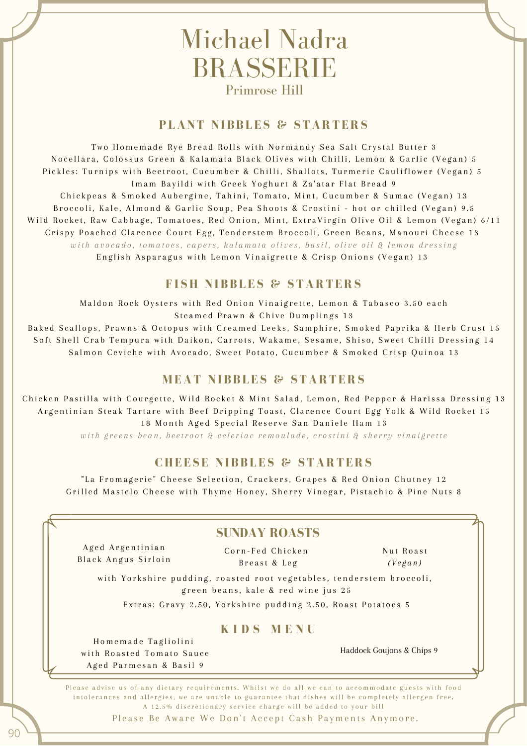# Michael Nadra
# BRASSERIE
Primrose Hill

## PLANT NIBBLES & STARTERS

Two Homemade Rye Bread Rolls with Normandy Sea Salt Crystal Butter 3

Nocellara, Colossus Green & Kalamata Black Olives with Chilli, Lemon & Garlic (Vegan) 5

Pickles: Turnips with Beetroot, Cucumber & Chilli, Shallots, Turmeric Cauliflower (Vegan) 5

Imam Bayildi with Greek Yoghurt & Za'atar Flat Bread 9

Chickpeas & Smoked Aubergine, Tahini, Tomato, Mint, Cucumber & Sumac (Vegan) 13

Broccoli, Kale, Almond & Garlic Soup, Pea Shoots & Crostini - hot or chilled (Vegan) 9.5

Wild Rocket, Raw Cabbage, Tomatoes, Red Onion, Mint, ExtraVirgin Olive Oil & Lemon (Vegan) 6/11

Crispy Poached Clarence Court Egg, Tenderstem Broccoli, Green Beans, Manouri Cheese 13
*with avocado, tomatoes, capers, kalamata olives, basil, olive oil & lemon dressing*

English Asparagus with Lemon Vinaigrette & Crisp Onions (Vegan) 13

## FISH NIBBLES & STARTERS

Maldon Rock Oysters with Red Onion Vinaigrette, Lemon & Tabasco 3.50 each

Steamed Prawn & Chive Dumplings 13

Baked Scallops, Prawns & Octopus with Creamed Leeks, Samphire, Smoked Paprika & Herb Crust 15

Soft Shell Crab Tempura with Daikon, Carrots, Wakame, Sesame, Shiso, Sweet Chilli Dressing 14

Salmon Ceviche with Avocado, Sweet Potato, Cucumber & Smoked Crisp Quinoa 13

## MEAT NIBBLES & STARTERS

Chicken Pastilla with Courgette, Wild Rocket & Mint Salad, Lemon, Red Pepper & Harissa Dressing 13

Argentinian Steak Tartare with Beef Dripping Toast, Clarence Court Egg Yolk & Wild Rocket 15

18 Month Aged Special Reserve San Daniele Ham 13
*with greens bean, beetroot & celeriac remoulade, crostini & sherry vinaigrette*

## CHEESE NIBBLES & STARTERS

"La Fromagerie" Cheese Selection, Crackers, Grapes & Red Onion Chutney 12

Grilled Mastelo Cheese with Thyme Honey, Sherry Vinegar, Pistachio & Pine Nuts 8

## SUNDAY ROASTS

Aged Argentinian Black Angus Sirloin

Corn-Fed Chicken Breast & Leg

Nut Roast *(Vegan)*

with Yorkshire pudding, roasted root vegetables, tenderstem broccoli, green beans, kale & red wine jus 25

Extras: Gravy 2.50, Yorkshire pudding 2.50, Roast Potatoes 5

## KIDS MENU

Homemade Tagliolini with Roasted Tomato Sauce Aged Parmesan & Basil 9

Haddock Goujons & Chips 9

Please advise us of any dietary requirements. Whilst we do all we can to accommodate guests with food intolerances and allergies, we are unable to guarantee that dishes will be completely allergen free.
A 12.5% discretionary service charge will be added to your bill

Please Be Aware We Don't Accept Cash Payments Anymore.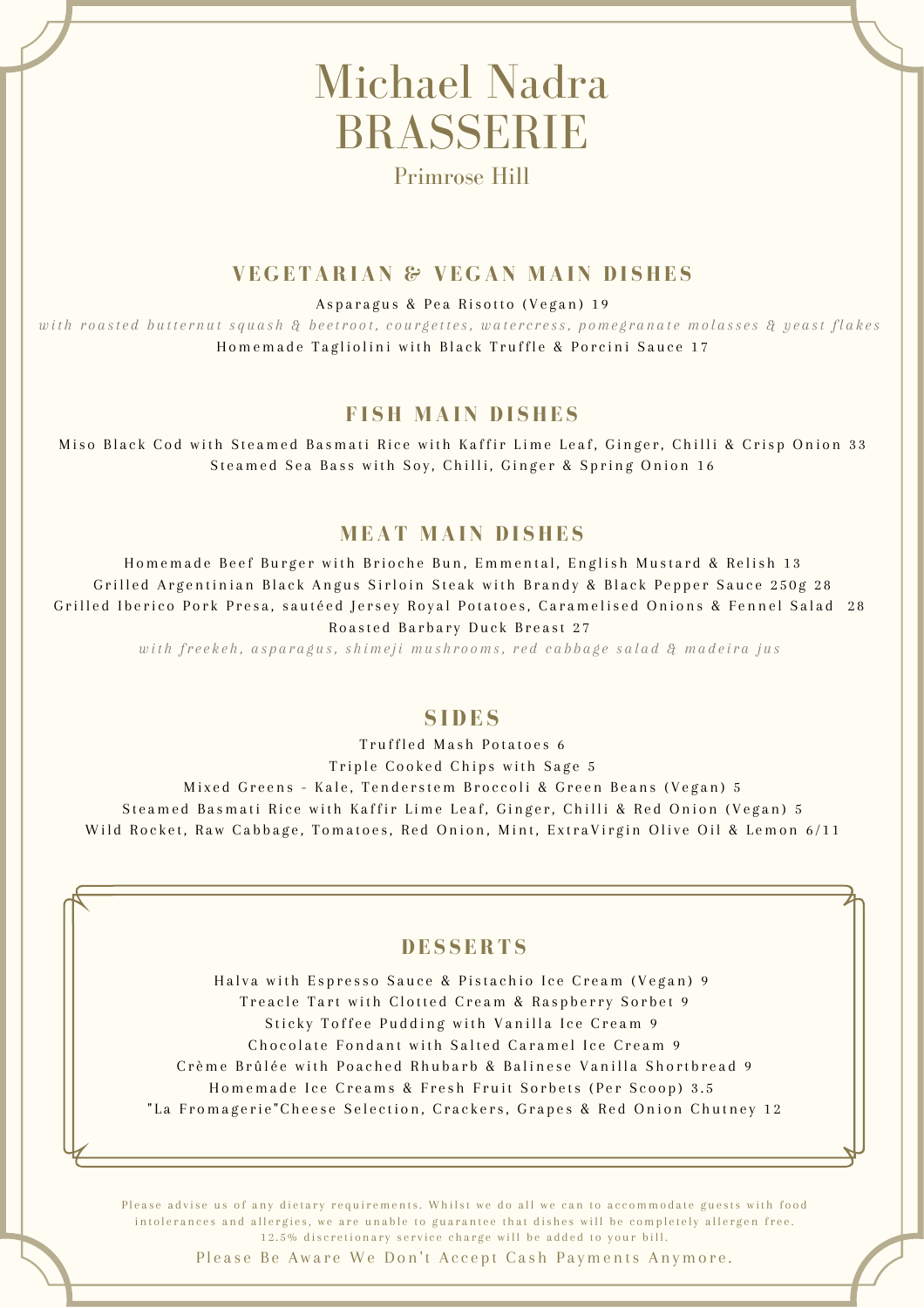# Michael Nadra BRASSERIE

Primrose Hill

## VEGETARIAN & VEGAN MAIN DISHES

Asparagus & Pea Risotto (Vegan) 19

*with roasted butternut squash & beetroot, courgettes, watercress, pomegranate molasses & yeast flakes*

Homemade Tagliolini with Black Truffle & Porcini Sauce 17

## FISH MAIN DISHES

Miso Black Cod with Steamed Basmati Rice with Kaffir Lime Leaf, Ginger, Chilli & Crisp Onion 33

Steamed Sea Bass with Soy, Chilli, Ginger & Spring Onion 16

## MEAT MAIN DISHES

Homemade Beef Burger with Brioche Bun, Emmental, English Mustard & Relish 13

Grilled Argentinian Black Angus Sirloin Steak with Brandy & Black Pepper Sauce 250g 28

Grilled Iberico Pork Presa, sautéed Jersey Royal Potatoes, Caramelised Onions & Fennel Salad 28

Roasted Barbary Duck Breast 27

*with freekeh, asparagus, shimeji mushrooms, red cabbage salad & madeira jus*

## SIDES

Truffled Mash Potatoes 6

Triple Cooked Chips with Sage 5

Mixed Greens - Kale, Tenderstem Broccoli & Green Beans (Vegan) 5

Steamed Basmati Rice with Kaffir Lime Leaf, Ginger, Chilli & Red Onion (Vegan) 5

Wild Rocket, Raw Cabbage, Tomatoes, Red Onion, Mint, ExtraVirgin Olive Oil & Lemon 6/11

## DESSERTS

Halva with Espresso Sauce & Pistachio Ice Cream (Vegan) 9

Treacle Tart with Clotted Cream & Raspberry Sorbet 9

Sticky Toffee Pudding with Vanilla Ice Cream 9

Chocolate Fondant with Salted Caramel Ice Cream 9

Crème Brûlée with Poached Rhubarb & Balinese Vanilla Shortbread 9

Homemade Ice Creams & Fresh Fruit Sorbets (Per Scoop) 3.5

"La Fromagerie"Cheese Selection, Crackers, Grapes & Red Onion Chutney 12

Please advise us of any dietary requirements. Whilst we do all we can to accommodate guests with food intolerances and allergies, we are unable to guarantee that dishes will be completely allergen free. 12.5% discretionary service charge will be added to your bill.

Please Be Aware We Don't Accept Cash Payments Anymore.